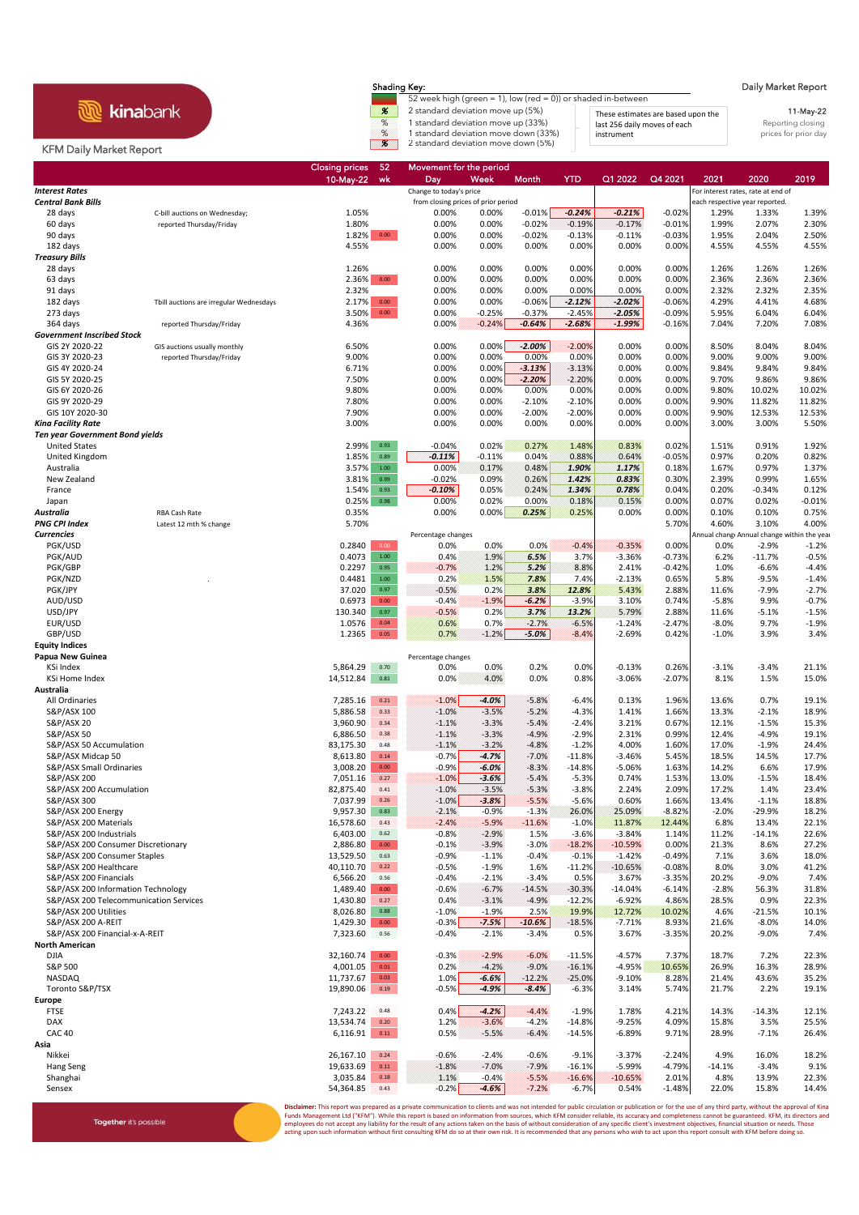# KFM Daily Market Report

kinabank

**Shading Key:**

52 week high (green = 1), low (red = 0)) or shaded in-between

- % 2 standard deviation move up (5%)
- % 1 standard deviation move up (33%)
- % 1 standard deviation move down (33%)
- % 2 standard deviation move down (5%)

These estimates are based upon the last 256 daily moves of each instrument

Daily Market Report

11-May-22

Reporting closing prices for prior day

| | | Closing prices 10-May-22 | 52 wk | Day | Week | Month | YTD | Q1 2022 | Q4 2021 | 2021 | 2020 | 2019 |
|---|---|---|---|---|---|---|---|---|---|---|---|---|
| ***Interest Rates*** | | | | Change to today's price | | | | | | For interest rates, rate at end of | | |
| ***Central Bank Bills*** | | | | from closing prices of prior period | | | | | | each respective year reported. | | |
| 28 days | C-bill auctions on Wednesday; | 1.05% | | 0.00% | 0.00% | -0.01% | -0.24% | -0.21% | -0.02% | 1.29% | 1.33% | 1.39% |
| 60 days | reported Thursday/Friday | 1.80% | | 0.00% | 0.00% | -0.02% | -0.19% | -0.17% | -0.01% | 1.99% | 2.07% | 2.30% |
| 90 days | | 1.82% | 0.00 | 0.00% | 0.00% | -0.02% | -0.13% | -0.11% | -0.03% | 1.95% | 2.04% | 2.50% |
| 182 days | | 4.55% | | 0.00% | 0.00% | 0.00% | 0.00% | 0.00% | 0.00% | 4.55% | 4.55% | 4.55% |
| ***Treasury Bills*** | | | | | | | | | | | | |
| 28 days | | 1.26% | | 0.00% | 0.00% | 0.00% | 0.00% | 0.00% | 0.00% | 1.26% | 1.26% | 1.26% |
| 63 days | | 2.36% | 0.00 | 0.00% | 0.00% | 0.00% | 0.00% | 0.00% | 0.00% | 2.36% | 2.36% | 2.36% |
| 91 days | | 2.32% | | 0.00% | 0.00% | 0.00% | 0.00% | 0.00% | 0.00% | 2.32% | 2.32% | 2.35% |
| 182 days | Tbill auctions are irregular Wednesdays | 2.17% | 0.00 | 0.00% | 0.00% | -0.06% | -2.12% | -2.02% | -0.06% | 4.29% | 4.41% | 4.68% |
| 273 days | | 3.50% | 0.00 | 0.00% | -0.25% | -0.37% | -2.45% | -2.05% | -0.09% | 5.95% | 6.04% | 6.04% |
| 364 days | reported Thursday/Friday | 4.36% | | 0.00% | -0.24% | -0.64% | -2.68% | -1.99% | -0.16% | 7.04% | 7.20% | 7.08% |
| ***Government Inscribed Stock*** | | | | | | | | | | | | |
| GIS 2Y 2020-22 | GIS auctions usually monthly | 6.50% | | 0.00% | 0.00% | -2.00% | -2.00% | 0.00% | 0.00% | 8.50% | 8.04% | 8.04% |
| GIS 3Y 2020-23 | reported Thursday/Friday | 9.00% | | 0.00% | 0.00% | 0.00% | 0.00% | 0.00% | 0.00% | 9.00% | 9.00% | 9.00% |
| GIS 4Y 2020-24 | | 6.71% | | 0.00% | 0.00% | -3.13% | -3.13% | 0.00% | 0.00% | 9.84% | 9.84% | 9.84% |
| GIS 5Y 2020-25 | | 7.50% | | 0.00% | 0.00% | -2.20% | -2.20% | 0.00% | 0.00% | 9.70% | 9.86% | 9.86% |
| GIS 6Y 2020-26 | | 9.80% | | 0.00% | 0.00% | 0.00% | 0.00% | 0.00% | 0.00% | 9.80% | 10.02% | 10.02% |
| GIS 9Y 2020-29 | | 7.80% | | 0.00% | 0.00% | -2.10% | -2.10% | 0.00% | 0.00% | 9.90% | 11.82% | 11.82% |
| GIS 10Y 2020-30 | | 7.90% | | 0.00% | 0.00% | -2.00% | -2.00% | 0.00% | 0.00% | 9.90% | 12.53% | 12.53% |
| ***Kina Facility Rate*** | | 3.00% | | 0.00% | 0.00% | 0.00% | 0.00% | 0.00% | 0.00% | 3.00% | 3.00% | 5.50% |
| ***Ten year Government Bond yields*** | | | | | | | | | | | | |
| United States | | 2.99% | 0.93 | -0.04% | 0.02% | 0.27% | 1.48% | 0.83% | 0.02% | 1.51% | 0.91% | 1.92% |
| United Kingdom | | 1.85% | 0.89 | -0.11% | -0.11% | 0.04% | 0.88% | 0.64% | -0.05% | 0.97% | 0.20% | 0.82% |
| Australia | | 3.57% | 1.00 | 0.00% | 0.17% | 0.48% | 1.90% | 1.17% | 0.18% | 1.67% | 0.97% | 1.37% |
| New Zealand | | 3.81% | 0.99 | -0.02% | 0.09% | 0.26% | 1.42% | 0.83% | 0.30% | 2.39% | 0.99% | 1.65% |
| France | | 1.54% | 0.93 | -0.10% | 0.05% | 0.24% | 1.34% | 0.78% | 0.04% | 0.20% | -0.34% | 0.12% |
| Japan | | 0.25% | 0.98 | 0.00% | 0.02% | 0.00% | 0.18% | 0.15% | 0.00% | 0.07% | 0.02% | -0.01% |
| ***Australia*** | RBA Cash Rate | 0.35% | | 0.00% | 0.00% | 0.25% | 0.25% | 0.00% | 0.00% | 0.10% | 0.10% | 0.75% |
| ***PNG CPI Index*** | Latest 12 mth % change | 5.70% | | | | | | | 5.70% | 4.60% | 3.10% | 4.00% |
| ***Currencies*** | | | | Percentage changes | | | | | | Annual change | Annual change within the year | |
| PGK/USD | | 0.2840 | 0.00 | 0.0% | 0.0% | 0.0% | -0.4% | -0.35% | 0.00% | 0.0% | -2.9% | -1.2% |
| PGK/AUD | | 0.4073 | 1.00 | 0.4% | 1.9% | 6.5% | 3.7% | -3.36% | -0.73% | 6.2% | -11.7% | -0.5% |
| PGK/GBP | | 0.2297 | 0.95 | -0.7% | 1.2% | 5.2% | 8.8% | 2.41% | -0.42% | 1.0% | -6.6% | -4.4% |
| PGK/NZD | | 0.4481 | 1.00 | 0.2% | 1.5% | 7.8% | 7.4% | -2.13% | 0.65% | 5.8% | -9.5% | -1.4% |
| PGK/JPY | | 37.020 | 0.97 | -0.5% | 0.2% | 3.8% | 12.8% | 5.43% | 2.88% | 11.6% | -7.9% | -2.7% |
| AUD/USD | | 0.6973 | 0.00 | -0.4% | -1.9% | -6.2% | -3.9% | 3.10% | 0.74% | -5.8% | 9.9% | -0.7% |
| USD/JPY | | 130.340 | 0.97 | -0.5% | 0.2% | 3.7% | 13.2% | 5.79% | 2.88% | 11.6% | -5.1% | -1.5% |
| EUR/USD | | 1.0576 | 0.04 | 0.6% | 0.7% | -2.7% | -6.5% | -1.24% | -2.47% | -8.0% | 9.7% | -1.9% |
| GBP/USD | | 1.2365 | 0.05 | 0.7% | -1.2% | -5.0% | -8.4% | -2.69% | 0.42% | -1.0% | 3.9% | 3.4% |
| **Equity Indices** | | | | | | | | | | | | |
| **Papua New Guinea** | | | | Percentage changes | | | | | | | | |
| KSi Index | | 5,864.29 | 0.70 | 0.0% | 0.0% | 0.2% | 0.0% | -0.13% | 0.26% | -3.1% | -3.4% | 21.1% |
| KSi Home Index | | 14,512.84 | 0.81 | 0.0% | 4.0% | 0.0% | 0.8% | -3.06% | -2.07% | 8.1% | 1.5% | 15.0% |
| **Australia** | | | | | | | | | | | | |
| All Ordinaries | | 7,285.16 | 0.21 | -1.0% | -4.0% | -5.8% | -6.4% | 0.13% | 1.96% | 13.6% | 0.7% | 19.1% |
| S&P/ASX 100 | | 5,886.58 | 0.33 | -1.0% | -3.5% | -5.2% | -4.3% | 1.41% | 1.66% | 13.3% | -2.1% | 18.9% |
| S&P/ASX 20 | | 3,960.90 | 0.34 | -1.1% | -3.3% | -5.4% | -2.4% | 3.21% | 0.67% | 12.1% | -1.5% | 15.3% |
| S&P/ASX 50 | | 6,886.50 | 0.38 | -1.1% | -3.3% | -4.9% | -2.9% | 2.31% | 0.99% | 12.4% | -4.9% | 19.1% |
| S&P/ASX 50 Accumulation | | 83,175.30 | 0.48 | -1.1% | -3.2% | -4.8% | -1.2% | 4.00% | 1.60% | 17.0% | -1.9% | 24.4% |
| S&P/ASX Midcap 50 | | 8,613.80 | 0.14 | -0.7% | -4.7% | -7.0% | -11.8% | -3.46% | 5.45% | 18.5% | 14.5% | 17.7% |
| S&P/ASX Small Ordinaries | | 3,008.20 | 0.00 | -0.9% | -6.0% | -8.3% | -14.8% | -5.06% | 1.63% | 14.2% | 6.6% | 17.9% |
| S&P/ASX 200 | | 7,051.16 | 0.27 | -1.0% | -3.6% | -5.4% | -5.3% | 0.74% | 1.53% | 13.0% | -1.5% | 18.4% |
| S&P/ASX 200 Accumulation | | 82,875.40 | 0.41 | -1.0% | -3.5% | -5.3% | -3.8% | 2.24% | 2.09% | 17.2% | 1.4% | 23.4% |
| S&P/ASX 300 | | 7,037.99 | 0.26 | -1.0% | -3.8% | -5.5% | -5.6% | 0.60% | 1.66% | 13.4% | -1.1% | 18.8% |
| S&P/ASX 200 Energy | | 9,957.30 | 0.83 | -2.1% | -0.9% | -1.3% | 26.0% | 25.09% | -8.82% | -2.0% | -29.9% | 18.2% |
| S&P/ASX 200 Materials | | 16,578.60 | 0.43 | -2.4% | -5.9% | -11.6% | -1.0% | 11.87% | 12.44% | 6.8% | 13.4% | 22.1% |
| S&P/ASX 200 Industrials | | 6,403.00 | 0.62 | -0.8% | -2.9% | 1.5% | -3.6% | -3.84% | 1.14% | 11.2% | -14.1% | 22.6% |
| S&P/ASX 200 Consumer Discretionary | | 2,886.80 | 0.00 | -0.1% | -3.9% | -3.0% | -18.2% | -10.59% | 0.00% | 21.3% | 8.6% | 27.2% |
| S&P/ASX 200 Consumer Staples | | 13,529.50 | 0.63 | -0.9% | -1.1% | -0.4% | -0.1% | -1.42% | -0.49% | 7.1% | 3.6% | 18.0% |
| S&P/ASX 200 Healthcare | | 40,110.70 | 0.22 | -0.5% | -1.9% | 1.6% | -11.2% | -10.65% | -0.08% | 8.0% | 3.0% | 41.2% |
| S&P/ASX 200 Financials | | 6,566.20 | 0.56 | -0.4% | -2.1% | -3.4% | 0.5% | 3.67% | -3.35% | 20.2% | -9.0% | 7.4% |
| S&P/ASX 200 Information Technology | | 1,489.40 | 0.00 | -0.6% | -6.7% | -14.5% | -30.3% | -14.04% | -6.14% | -2.8% | 56.3% | 31.8% |
| S&P/ASX 200 Telecommunication Services | | 1,430.80 | 0.27 | 0.4% | -3.1% | -4.9% | -12.2% | -6.92% | 4.86% | 28.5% | 0.9% | 22.3% |
| S&P/ASX 200 Utilities | | 8,026.80 | 0.88 | -1.0% | -1.9% | 2.5% | 19.9% | 12.72% | 10.02% | 4.6% | -21.5% | 10.1% |
| S&P/ASX 200 A-REIT | | 1,429.30 | 0.00 | -0.3% | -7.5% | -10.6% | -18.5% | -7.71% | 8.93% | 21.6% | -8.0% | 14.0% |
| S&P/ASX 200 Financial-x-A-REIT | | 7,323.60 | 0.56 | -0.4% | -2.1% | -3.4% | 0.5% | 3.67% | -3.35% | 20.2% | -9.0% | 7.4% |
| **North American** | | | | | | | | | | | | |
| DJIA | | 32,160.74 | 0.00 | -0.3% | -2.9% | -6.0% | -11.5% | -4.57% | 7.37% | 18.7% | 7.2% | 22.3% |
| S&P 500 | | 4,001.05 | 0.01 | 0.2% | -4.2% | -9.0% | -16.1% | -4.95% | 10.65% | 26.9% | 16.3% | 28.9% |
| NASDAQ | | 11,737.67 | 0.03 | 1.0% | -6.6% | -12.2% | -25.0% | -9.10% | 8.28% | 21.4% | 43.6% | 35.2% |
| Toronto S&P/TSX | | 19,890.06 | 0.19 | -0.5% | -4.9% | -8.4% | -6.3% | 3.14% | 5.74% | 21.7% | 2.2% | 19.1% |
| **Europe** | | | | | | | | | | | | |
| FTSE | | 7,243.22 | 0.48 | 0.4% | -4.2% | -4.4% | -1.9% | 1.78% | 4.21% | 14.3% | -14.3% | 12.1% |
| DAX | | 13,534.74 | 0.20 | 1.2% | -3.6% | -4.2% | -14.8% | -9.25% | 4.09% | 15.8% | 3.5% | 25.5% |
| CAC 40 | | 6,116.91 | 0.11 | 0.5% | -5.5% | -6.4% | -14.5% | -6.89% | 9.71% | 28.9% | -7.1% | 26.4% |
| **Asia** | | | | | | | | | | | | |
| Nikkei | | 26,167.10 | 0.24 | -0.6% | -2.4% | -0.6% | -9.1% | -3.37% | -2.24% | 4.9% | 16.0% | 18.2% |
| Hang Seng | | 19,633.69 | 0.11 | -1.8% | -7.0% | -7.9% | -16.1% | -5.99% | -4.79% | -14.1% | -3.4% | 9.1% |
| Shanghai | | 3,035.84 | 0.18 | 1.1% | -0.4% | -5.5% | -16.6% | -10.65% | 2.01% | 4.8% | 13.9% | 22.3% |
| Sensex | | 54,364.85 | 0.43 | -0.2% | -4.6% | -7.2% | -6.7% | 0.54% | -1.48% | 22.0% | 15.8% | 14.4% |

Together it's possible

**Disclaimer:** This report was prepared as a private communication to clients and was not intended for public circulation or publication or for the use of any third party, without the approval of Kina Funds Management Ltd ("KFM"). While this report is based on information from sources, which KFM consider reliable, its accuracy and completeness cannot be guaranteed. KFM, its directors and employees do not accept any liability for the result of any actions taken on the basis of without consideration of any specific client's investment objectives, financial situation or needs. Those acting upon such information without first consulting KFM do so at their own risk. It is recommended that any persons who wish to act upon this report consult with KFM before doing so.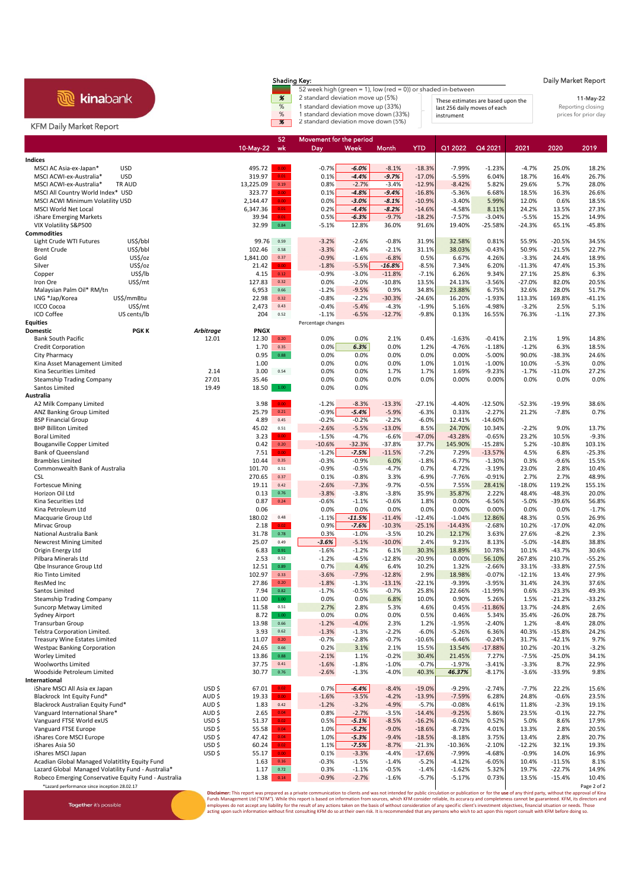kinabank

KFM Daily Market Report

**Shading Key:**

52 week high (green = 1), low (red = 0)) or shaded in-between

- % 2 standard deviation move up (5%)
- % 1 standard deviation move up (33%)
- % 1 standard deviation move down (33%)
- % 2 standard deviation move down (5%)

These estimates are based upon the last 256 daily moves of each instrument

Daily Market Report

11-May-22

Reporting closing prices for prior day

| | | | 10-May-22 | 52 wk | Day | Week | Month | YTD | Q1 2022 | Q4 2021 | 2021 | 2020 | 2019 |
|---|---|---|---|---|---|---|---|---|---|---|---|---|---|
| | | | | | Movement for the period | | | | | | | | |
| **Indices** | | | | | | | | | | | | | |
| MSCI AC Asia-ex-Japan* | USD | | 495.72 | 0.00 | -0.7% | -6.0% | -8.1% | -18.3% | -7.99% | -1.23% | -4.7% | 25.0% | 18.2% |
| MSCI ACWI-ex-Australia* | USD | | 319.97 | 0.01 | 0.1% | -4.4% | -9.7% | -17.0% | -5.59% | 6.04% | 18.7% | 16.4% | 26.7% |
| MSCI ACWI-ex-Australia* | TR AUD | | 13,225.09 | 0.19 | 0.8% | -2.7% | -3.4% | -12.9% | -8.42% | 5.82% | 29.6% | 5.7% | 28.0% |
| MSCI All Country World Index* | USD | | 323.77 | 0.00 | 0.1% | -4.8% | -9.4% | -16.8% | -5.36% | 6.68% | 18.5% | 16.3% | 26.6% |
| MSCI ACWI Minimum Volatility USD | | | 2,144.47 | 0.00 | 0.0% | -3.0% | -8.1% | -10.9% | -3.40% | 5.99% | 12.0% | 0.6% | 18.5% |
| MSCI World Net Local | | | 6,347.36 | 0.03 | 0.2% | -4.4% | -8.2% | -14.6% | -4.58% | 8.11% | 24.2% | 13.5% | 27.3% |
| iShare Emerging Markets | | | 39.94 | 0.03 | 0.5% | -6.3% | -9.7% | -18.2% | -7.57% | -3.04% | -5.5% | 15.2% | 14.9% |
| VIX Volatility S&P500 | | | 32.99 | 0.84 | -5.1% | 12.8% | 36.0% | 91.6% | 19.40% | -25.58% | -24.3% | 65.1% | -45.8% |
| **Commodities** | | | | | | | | | | | | | |
| Light Crude WTI Futures | US$/bbl | | 99.76 | 0.59 | -3.2% | -2.6% | -0.8% | 31.9% | 32.58% | 0.81% | 55.9% | -20.5% | 34.5% |
| Brent Crude | US$/bbl | | 102.46 | 0.58 | -3.3% | -2.4% | -2.1% | 31.1% | 38.03% | -0.43% | 50.9% | -21.5% | 22.7% |
| Gold | US$/oz | | 1,841.00 | 0.37 | -0.9% | -1.6% | -6.8% | 0.5% | 6.67% | 4.26% | -3.3% | 24.4% | 18.9% |
| Silver | US$/oz | | 21.42 | 0.00 | -1.8% | -5.5% | -16.8% | -8.5% | 7.34% | 6.20% | -11.3% | 47.4% | 15.3% |
| Copper | US$/lb | | 4.15 | 0.12 | -0.9% | -3.0% | -11.8% | -7.1% | 6.26% | 9.34% | 27.1% | 25.8% | 6.3% |
| Iron Ore | US$/mt | | 127.83 | 0.32 | 0.0% | -2.0% | -10.8% | 13.5% | 24.13% | -3.56% | -27.0% | 82.0% | 20.5% |
| Malaysian Palm Oil* RM/tn | | | 6,953 | 0.66 | -1.2% | -9.5% | 0.9% | 34.8% | 23.88% | 6.75% | 32.6% | 28.0% | 51.7% |
| LNG *Jap/Korea | US$/mmBtu | | 22.98 | 0.32 | -0.8% | -2.2% | -30.3% | -24.6% | 16.20% | -1.93% | 113.3% | 169.8% | -41.1% |
| ICCO Cocoa | US$/mt | | 2,473 | 0.43 | -0.4% | -5.4% | -4.3% | -1.9% | 5.16% | -4.98% | -3.2% | 2.5% | 5.1% |
| ICO Coffee | US cents/lb | | 204 | 0.52 | -1.1% | -6.5% | -12.7% | -9.8% | 0.13% | 16.55% | 76.3% | -1.1% | 27.3% |
| **Equities** | | | | | Percentage changes | | | | | | | | |
| **Domestic** | **PGK K** | ***Arbitrage*** | **PNGX** | | | | | | | | | | |
| Bank South Pacific | | 12.01 | 12.30 | 0.20 | 0.0% | 0.0% | 2.1% | 0.4% | -1.63% | -0.41% | 2.1% | 1.9% | 14.8% |
| Credit Corporation | | | 1.70 | 0.35 | 0.0% | 6.3% | 0.0% | 1.2% | -4.76% | -1.18% | -1.2% | 6.3% | 18.5% |
| City Pharmacy | | | 0.95 | 0.88 | 0.0% | 0.0% | 0.0% | 0.0% | 0.000% | -5.00% | 90.0% | -38.3% | 24.6% |
| Kina Asset Management Limited | | | 1.00 | | 0.0% | 0.0% | 0.0% | 1.0% | 1.01% | -1.00% | 10.0% | -5.3% | 0.0% |
| Kina Securities Limited | | 2.14 | 3.00 | 0.54 | 0.0% | 0.0% | 1.7% | 1.7% | 1.69% | -9.23% | -1.7% | -11.0% | 27.2% |
| Steamship Trading Company | | 27.01 | 35.46 | | 0.0% | 0.0% | 0.0% | 0.0% | 0.000% | 0.00% | 0.0% | 0.0% | 0.0% |
| Santos Limited | | 19.49 | 18.50 | 1.00 | 0.0% | 0.0% | | | | | | | |
| **Australia** | | | | | | | | | | | | | |
| A2 Milk Company Limited | | | 3.98 | 0.00 | -1.2% | -8.3% | -13.3% | -27.1% | -4.40% | -12.50% | -52.3% | -19.9% | 38.6% |
| ANZ Banking Group Limited | | | 25.79 | 0.21 | -0.9% | -5.4% | -5.9% | -6.3% | 0.33% | -2.27% | 21.2% | -7.8% | 0.7% |
| BSP Financial Group | | | 4.89 | 0.45 | -0.2% | -0.2% | -2.2% | -6.0% | 12.41% | -14.60% | | | |
| BHP Billiton Limited | | | 45.02 | 0.51 | -2.6% | -5.5% | -13.0% | 8.5% | 24.70% | 10.34% | -2.2% | 9.0% | 13.7% |
| Boral Limited | | | 3.23 | 0.00 | -1.5% | -4.7% | -6.6% | -47.0% | -43.28% | -0.65% | 23.2% | 10.5% | 3.4% |
| Bouganville Copper Limited | | | 0.42 | 0.20 | -10.6% | -32.3% | -37.8% | 37.7% | 145.90% | -15.28% | 5.2% | -10.8% | 103.1% |
| Bank of Queensland | | | 7.51 | 0.00 | -1.2% | -7.5% | -11.5% | -7.2% | 7.29% | -13.57% | 4.5% | 6.8% | -25.3% |
| Brambles Limited | | | 10.44 | 0.35 | -0.3% | -0.9% | 6.0% | -1.8% | -6.77% | -1.30% | 0.3% | -9.6% | 15.5% |
| Commonwealth Bank of Australia | | | 101.70 | 0.51 | -0.9% | -0.5% | -4.7% | 0.7% | 4.72% | -3.19% | 23.0% | 2.8% | 10.4% |
| CSL | | | 270.65 | 0.37 | 0.1% | -0.8% | 3.3% | -6.9% | -7.76% | -0.91% | 2.7% | 2.7% | 48.9% |
| Fortescue Mining | | | 19.11 | 0.42 | -2.6% | -7.3% | -9.7% | -0.5% | 7.55% | 28.41% | -18.0% | 119.2% | 155.1% |
| Horizon Oil Ltd | | | 0.13 | 0.76 | -3.8% | -3.8% | -3.8% | 35.9% | 35.87% | 2.22% | 48.4% | -48.3% | 20.0% |
| Kina Securities Ltd | | | 0.87 | 0.24 | -0.6% | -1.1% | -0.6% | 1.8% | 0.00% | -6.56% | -5.0% | -39.6% | 56.8% |
| Kina Petroleum Ltd | | | 0.06 | | 0.0% | 0.0% | 0.0% | 0.0% | 0.00% | 0.00% | 0.0% | 0.0% | -1.7% |
| Macquarie Group Ltd | | | 180.02 | 0.48 | -1.1% | -11.5% | -11.4% | -12.4% | -1.04% | 12.86% | 48.3% | 0.5% | 26.9% |
| Mirvac Group | | | 2.18 | 0.02 | 0.9% | -7.6% | -10.3% | -25.1% | -14.43% | -2.68% | 10.2% | -17.0% | 42.0% |
| National Australia Bank | | | 31.78 | 0.78 | 0.3% | -1.0% | -3.5% | 10.2% | 12.17% | 3.63% | 27.6% | -8.2% | 2.3% |
| Newcrest Mining Limited | | | 25.07 | 0.49 | -3.6% | -5.1% | -10.0% | 2.4% | 9.23% | 8.13% | -5.0% | -14.8% | 38.8% |
| Origin Energy Ltd | | | 6.83 | 0.91 | -1.6% | -1.2% | 6.1% | 30.3% | 18.89% | 10.78% | 10.1% | -43.7% | 30.6% |
| Pilbara Minerals Ltd | | | 2.53 | 0.52 | -1.2% | -4.5% | -12.8% | -20.9% | 0.00% | 56.10% | 267.8% | 210.7% | -55.2% |
| Qbe Insurance Group Ltd | | | 12.51 | 0.89 | 0.7% | 4.4% | 6.4% | 10.2% | 1.32% | -2.66% | 33.1% | -33.8% | 27.5% |
| Rio Tinto Limited | | | 102.97 | 0.33 | -3.6% | -7.9% | -12.8% | 2.9% | 18.98% | -0.07% | -12.1% | 13.4% | 27.9% |
| ResMed Inc | | | 27.86 | 0.20 | -1.8% | -1.3% | -13.1% | -22.1% | -9.39% | -3.95% | 31.4% | 24.3% | 37.6% |
| Santos Limited | | | 7.94 | 0.82 | -1.7% | -0.5% | -0.7% | 25.8% | 22.66% | -11.99% | 0.6% | -23.3% | 49.3% |
| Steamship Trading Company | | | 11.00 | 1.00 | 0.0% | 0.0% | 6.8% | 10.0% | 0.90% | 5.26% | 1.5% | -21.2% | -33.2% |
| Suncorp Metway Limited | | | 11.58 | 0.51 | 2.7% | 2.8% | 5.3% | 4.6% | 0.45% | -11.86% | 13.7% | -24.8% | 2.6% |
| Sydney Airport | | | 8.72 | 1.00 | 0.0% | 0.0% | 0.0% | 0.5% | 0.46% | 5.34% | 35.4% | -26.0% | 28.7% |
| Transurban Group | | | 13.98 | 0.66 | -1.2% | -4.0% | 2.3% | 1.2% | -1.95% | -2.40% | 1.2% | -8.4% | 28.0% |
| Telstra Corporation Limited. | | | 3.93 | 0.62 | -1.3% | -1.3% | -2.2% | -6.0% | -5.26% | 6.36% | 40.3% | -15.8% | 24.2% |
| Treasury Wine Estates Limited | | | 11.07 | 0.20 | -0.7% | -2.8% | -0.7% | -10.6% | -6.46% | -0.24% | 31.7% | -42.1% | 9.7% |
| Westpac Banking Corporation | | | 24.65 | 0.66 | 0.2% | 3.1% | 2.1% | 15.5% | 13.54% | -17.88% | 10.2% | -20.1% | -3.2% |
| Worley Limited | | | 13.86 | 0.88 | -2.1% | 1.1% | -0.2% | 30.4% | 21.45% | 7.27% | -7.5% | -25.0% | 34.1% |
| Woolworths Limited | | | 37.75 | 0.41 | -1.6% | -1.8% | -1.0% | -0.7% | -1.97% | -3.41% | -3.3% | 8.7% | 22.9% |
| Woodside Petroleum Limited | | | 30.77 | 0.76 | -2.6% | -1.3% | -4.0% | 40.3% | 46.37% | -8.17% | -3.6% | -33.9% | 9.8% |
| **International** | | | | | | | | | | | | | |
| iShare MSCI All Asia ex Japan | USD $ | | 67.01 | 0.02 | 0.7% | -6.4% | -8.4% | -19.0% | -9.29% | -2.74% | -7.7% | 22.2% | 15.6% |
| Blackrock Int Equity Fund* | AUD $ | | 19.33 | 0.00 | -1.6% | -3.5% | -4.2% | -13.9% | -7.59% | 6.28% | 24.8% | -0.6% | 23.5% |
| Blackrock Australian Equity Fund* | AUD $ | | 1.83 | 0.42 | -1.2% | -3.2% | -4.9% | -5.7% | -0.08% | 4.61% | 11.8% | -2.3% | 19.1% |
| Vanguard International Share* | AUD $ | | 2.65 | 0.04 | 0.8% | -2.7% | -3.5% | -14.4% | -9.25% | 5.86% | 23.5% | -0.1% | 22.7% |
| Vanguard FTSE World exUS | USD $ | | 51.37 | 0.02 | 0.5% | -5.1% | -8.5% | -16.2% | -6.02% | 0.52% | 5.0% | 8.6% | 17.9% |
| Vanguard FTSE Europe | USD $ | | 55.58 | 0.04 | 1.0% | -5.2% | -9.0% | -18.6% | -8.73% | 4.01% | 13.3% | 2.8% | 20.5% |
| iShares Core MSCI Europe | USD $ | | 47.42 | 0.04 | 1.0% | -5.3% | -9.4% | -18.5% | -8.18% | 3.75% | 13.4% | 2.8% | 20.7% |
| iShares Asia 50 | USD $ | | 60.24 | 0.02 | 1.1% | -7.5% | -8.7% | -21.3% | -10.36% | -2.10% | -12.2% | 32.1% | 19.3% |
| iShares MSCI Japan | USD $ | | 55.17 | 0.00 | 0.1% | -3.3% | -4.4% | -17.6% | -7.99% | -4.68% | -0.9% | 14.0% | 16.9% |
| Acadian Global Managed Volatility Equity Fund | | | 1.63 | 0.16 | -0.3% | -1.5% | -1.4% | -5.2% | -4.12% | -6.05% | 10.4% | -11.5% | 8.1% |
| Lazard Global Managed Volatility Fund - Australia* | | | 1.17 | 0.72 | 0.3% | -1.1% | -0.5% | -1.4% | -1.62% | 5.32% | 19.7% | -22.7% | 14.9% |
| Robeco Emerging Conservative Equity Fund - Australia | | | 1.38 | 0.14 | -0.9% | -2.7% | -1.6% | -5.7% | -5.17% | 0.73% | 13.5% | -15.4% | 10.4% |

*Lazard performance since inception 28.02.17

Together it's possible

**Disclaimer:** This report was prepared as a private communication to clients and was not intended for public circulation or publication or for the use of any third party, without the approval of Kina Funds Management Ltd ("KFM"). While this report is based on information from sources, which KFM consider reliable, its accuracy and completeness cannot be guaranteed. KFM, its directors and employees do not accept any liability for the result of any actions taken on the basis of without consideration of any specific client's investment objectives, financial situation or needs. Those acting upon such information without first consulting KFM do so at their own risk. It is recommended that any persons who wish to act upon this report consult with KFM before doing so.